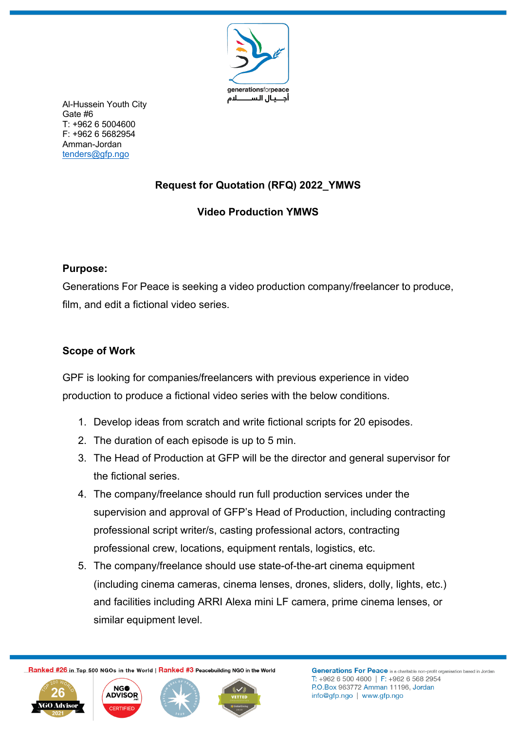Al-Hussein Youth City
Gate #6
T: +962 6 5004600
F: +962 6 5682954
Amman-Jordan
tenders@gfp.ngo

## Request for Quotation (RFQ) 2022_YMWS

## Video Production YMWS

### Purpose:

Generations For Peace is seeking a video production company/freelancer to produce, film, and edit a fictional video series.

### Scope of Work

GPF is looking for companies/freelancers with previous experience in video production to produce a fictional video series with the below conditions.

1. Develop ideas from scratch and write fictional scripts for 20 episodes.
2. The duration of each episode is up to 5 min.
3. The Head of Production at GFP will be the director and general supervisor for the fictional series.
4. The company/freelance should run full production services under the supervision and approval of GFP's Head of Production, including contracting professional script writer/s, casting professional actors, contracting professional crew, locations, equipment rentals, logistics, etc.
5. The company/freelance should use state-of-the-art cinema equipment (including cinema cameras, cinema lenses, drones, sliders, dolly, lights, etc.) and facilities including ARRI Alexa mini LF camera, prime cinema lenses, or similar equipment level.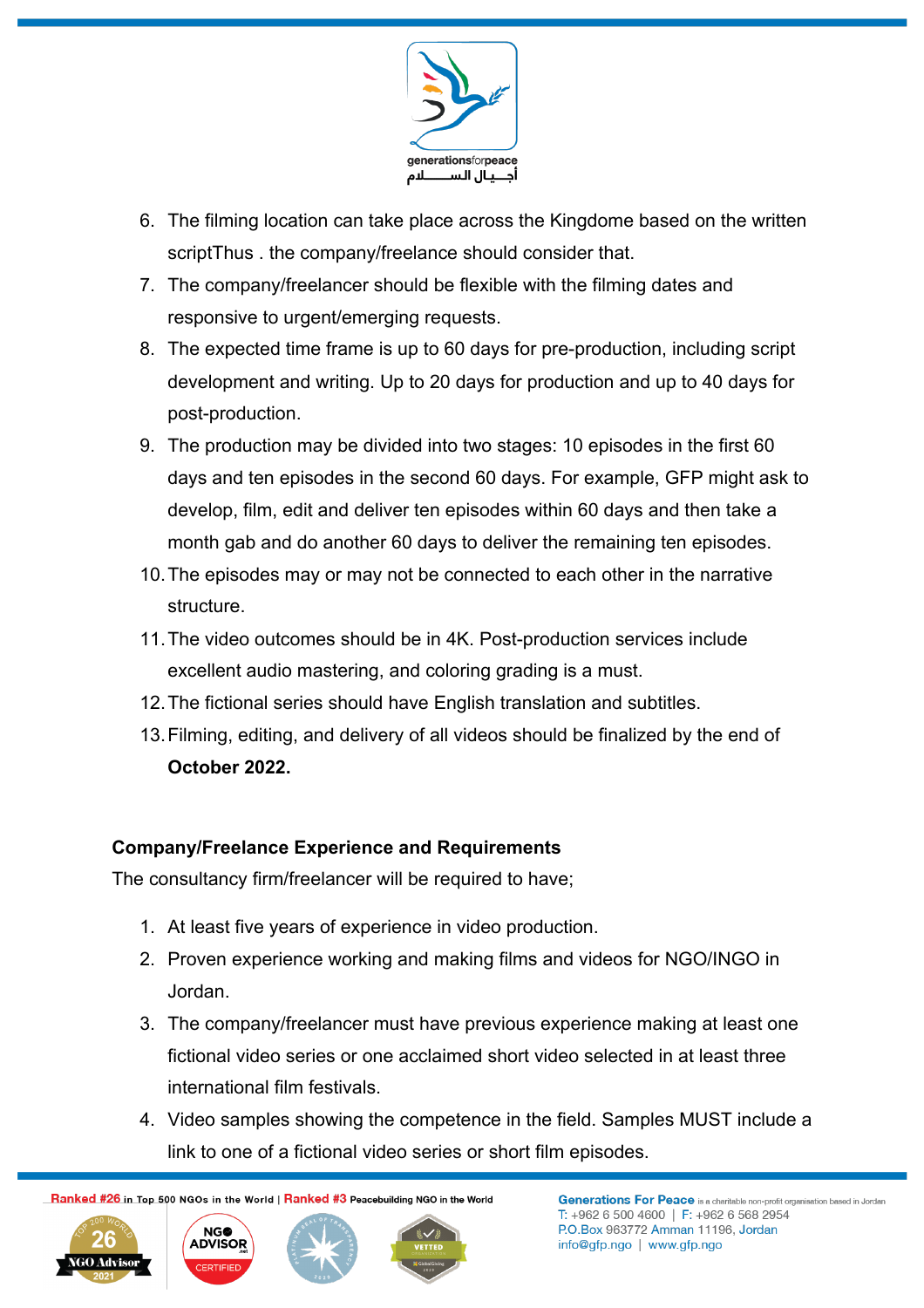6. The filming location can take place across the Kingdome based on the written scriptThus . the company/freelance should consider that.
7. The company/freelancer should be flexible with the filming dates and responsive to urgent/emerging requests.
8. The expected time frame is up to 60 days for pre-production, including script development and writing. Up to 20 days for production and up to 40 days for post-production.
9. The production may be divided into two stages: 10 episodes in the first 60 days and ten episodes in the second 60 days. For example, GFP might ask to develop, film, edit and deliver ten episodes within 60 days and then take a month gab and do another 60 days to deliver the remaining ten episodes.
10. The episodes may or may not be connected to each other in the narrative structure.
11. The video outcomes should be in 4K. Post-production services include excellent audio mastering, and coloring grading is a must.
12. The fictional series should have English translation and subtitles.
13. Filming, editing, and delivery of all videos should be finalized by the end of **October 2022.**

**Company/Freelance Experience and Requirements**

The consultancy firm/freelancer will be required to have;

1. At least five years of experience in video production.
2. Proven experience working and making films and videos for NGO/INGO in Jordan.
3. The company/freelancer must have previous experience making at least one fictional video series or one acclaimed short video selected in at least three international film festivals.
4. Video samples showing the competence in the field. Samples MUST include a link to one of a fictional video series or short film episodes.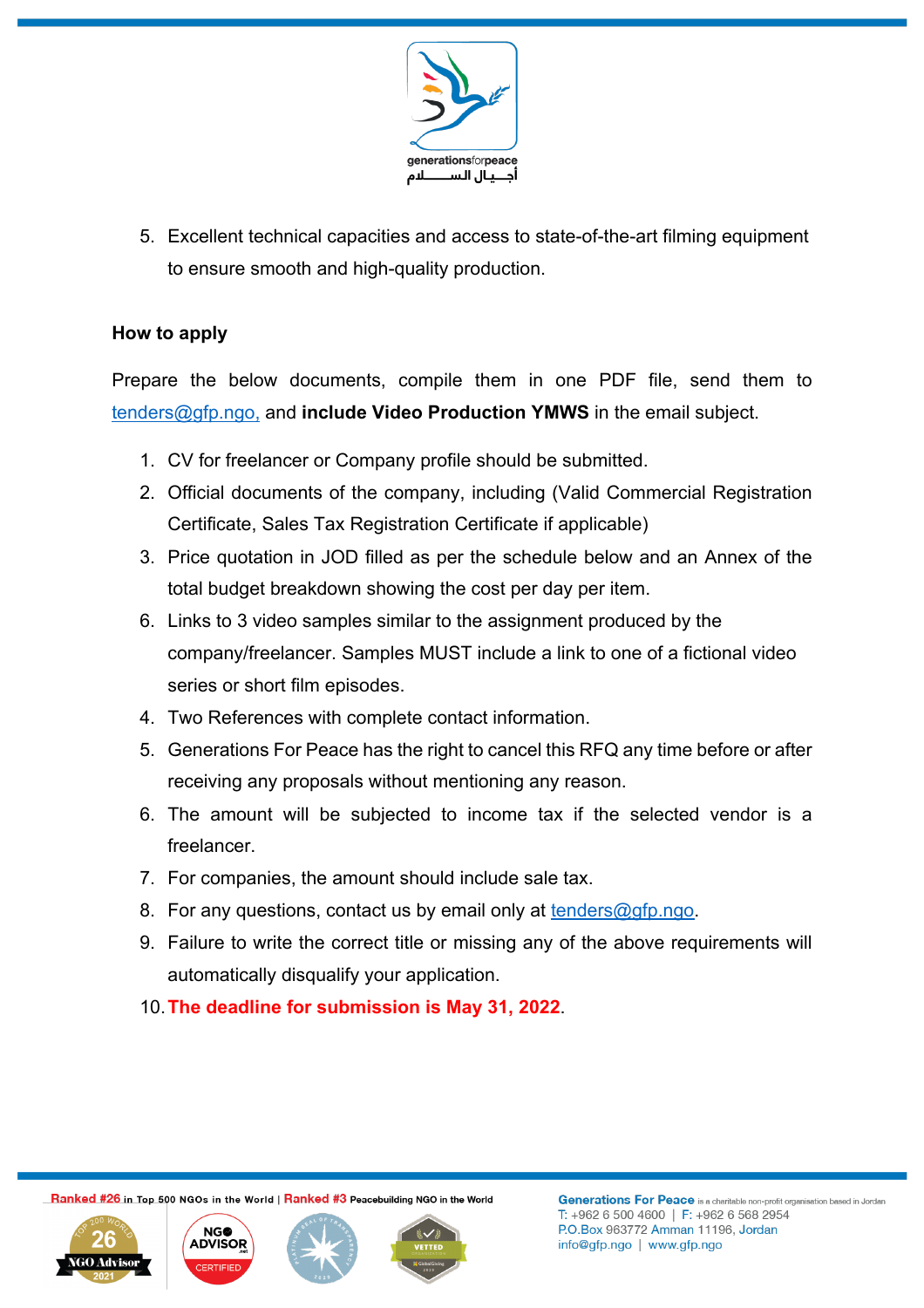5. Excellent technical capacities and access to state-of-the-art filming equipment to ensure smooth and high-quality production.

**How to apply**

Prepare the below documents, compile them in one PDF file, send them to tenders@gfp.ngo, and **include Video Production YMWS** in the email subject.

1. CV for freelancer or Company profile should be submitted.
2. Official documents of the company, including (Valid Commercial Registration Certificate, Sales Tax Registration Certificate if applicable)
3. Price quotation in JOD filled as per the schedule below and an Annex of the total budget breakdown showing the cost per day per item.
6. Links to 3 video samples similar to the assignment produced by the company/freelancer. Samples MUST include a link to one of a fictional video series or short film episodes.
4. Two References with complete contact information.
5. Generations For Peace has the right to cancel this RFQ any time before or after receiving any proposals without mentioning any reason.
6. The amount will be subjected to income tax if the selected vendor is a freelancer.
7. For companies, the amount should include sale tax.
8. For any questions, contact us by email only at tenders@gfp.ngo.
9. Failure to write the correct title or missing any of the above requirements will automatically disqualify your application.
10. **The deadline for submission is May 31, 2022**.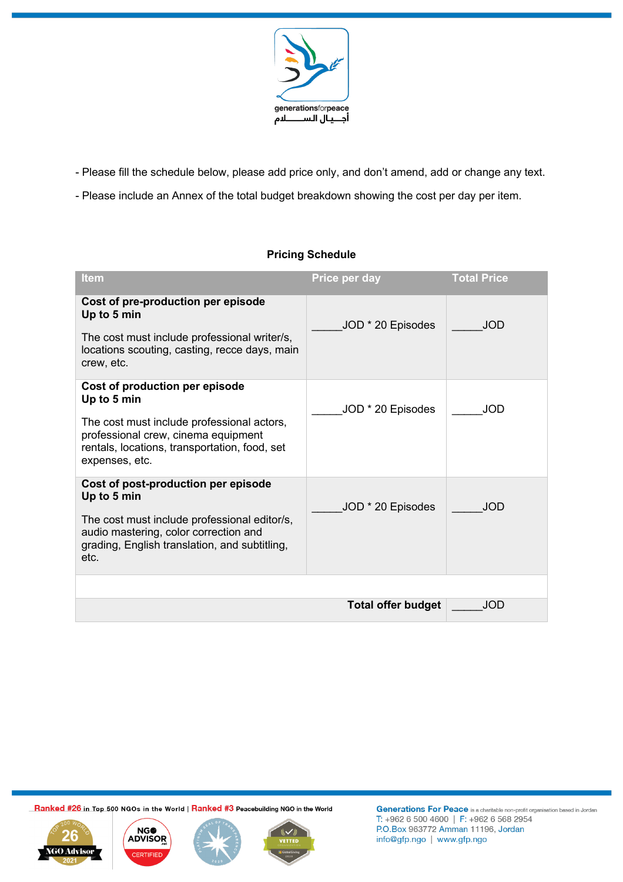- Please fill the schedule below, please add price only, and don't amend, add or change any text.

- Please include an Annex of the total budget breakdown showing the cost per day per item.

**Pricing Schedule**

| Item | Price per day | Total Price |
|---|---|---|
| **Cost of pre-production per episode Up to 5 min**<br><br>The cost must include professional writer/s, locations scouting, casting, recce days, main crew, etc. | _____JOD * 20 Episodes | _____JOD |
| **Cost of production per episode Up to 5 min**<br><br>The cost must include professional actors, professional crew, cinema equipment rentals, locations, transportation, food, set expenses, etc. | _____JOD * 20 Episodes | _____JOD |
| **Cost of post-production per episode Up to 5 min**<br><br>The cost must include professional editor/s, audio mastering, color correction and grading, English translation, and subtitling, etc. | _____JOD * 20 Episodes | _____JOD |
| | | |
| | **Total offer budget** | _____JOD |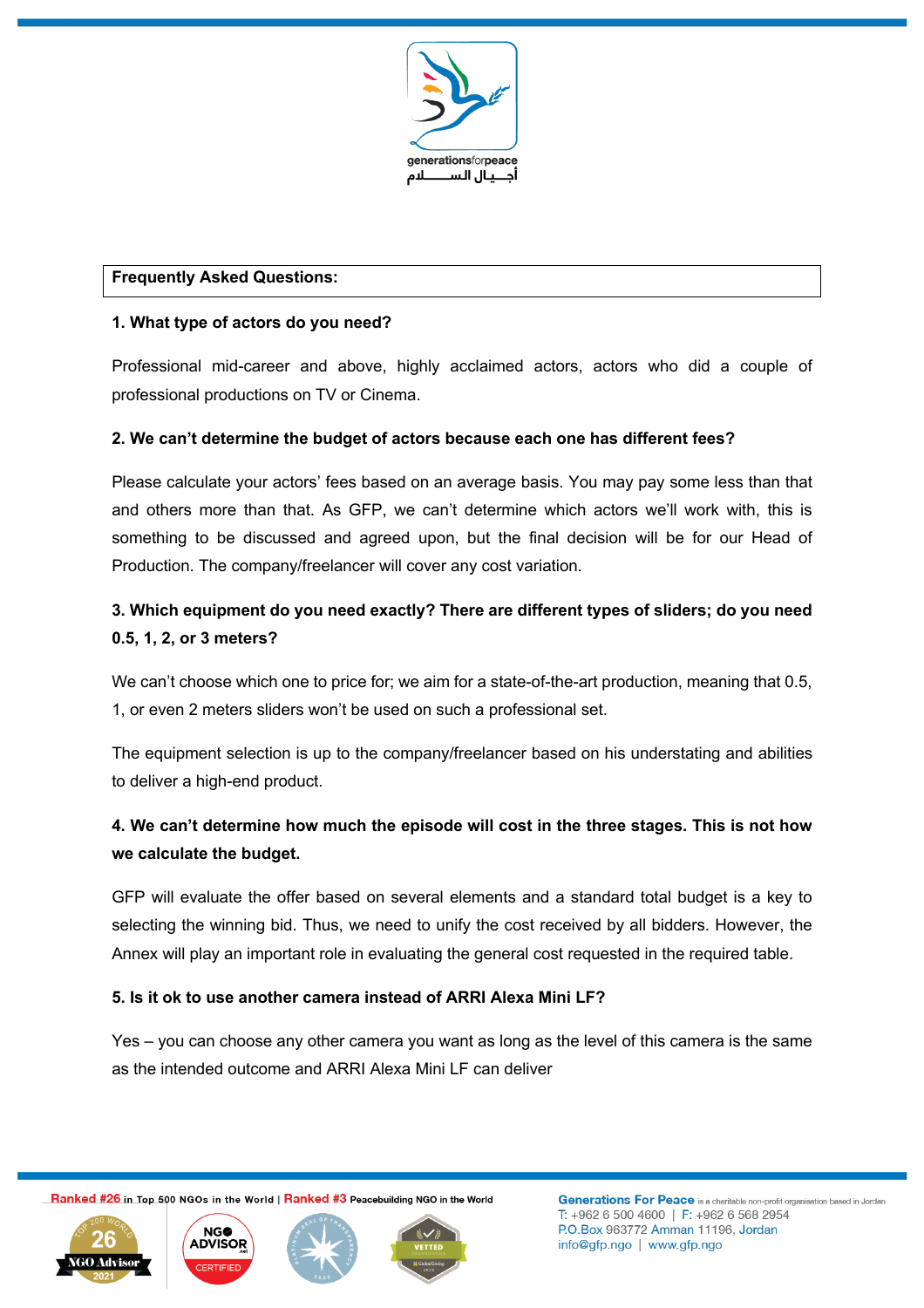**Frequently Asked Questions:**

**1. What type of actors do you need?**

Professional mid-career and above, highly acclaimed actors, actors who did a couple of professional productions on TV or Cinema.

**2. We can't determine the budget of actors because each one has different fees?**

Please calculate your actors' fees based on an average basis. You may pay some less than that and others more than that. As GFP, we can't determine which actors we'll work with, this is something to be discussed and agreed upon, but the final decision will be for our Head of Production. The company/freelancer will cover any cost variation.

**3. Which equipment do you need exactly? There are different types of sliders; do you need 0.5, 1, 2, or 3 meters?**

We can't choose which one to price for; we aim for a state-of-the-art production, meaning that 0.5, 1, or even 2 meters sliders won't be used on such a professional set.

The equipment selection is up to the company/freelancer based on his understating and abilities to deliver a high-end product.

**4. We can't determine how much the episode will cost in the three stages. This is not how we calculate the budget.**

GFP will evaluate the offer based on several elements and a standard total budget is a key to selecting the winning bid. Thus, we need to unify the cost received by all bidders. However, the Annex will play an important role in evaluating the general cost requested in the required table.

**5. Is it ok to use another camera instead of ARRI Alexa Mini LF?**

Yes – you can choose any other camera you want as long as the level of this camera is the same as the intended outcome and ARRI Alexa Mini LF can deliver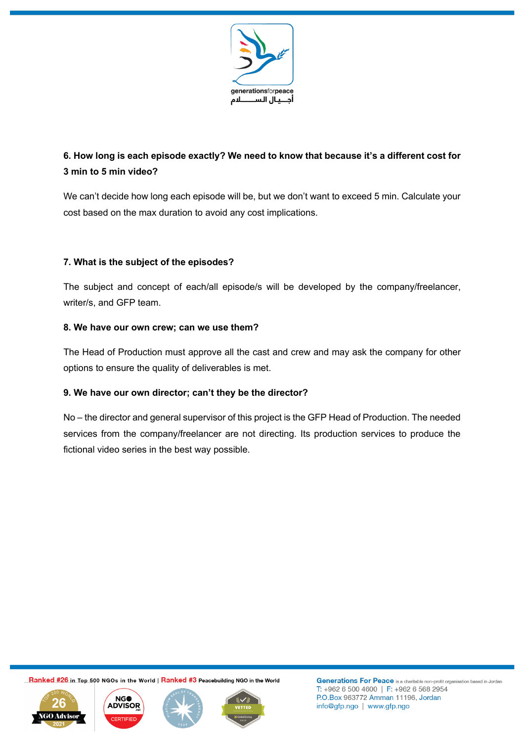**6. How long is each episode exactly? We need to know that because it's a different cost for 3 min to 5 min video?**

We can't decide how long each episode will be, but we don't want to exceed 5 min. Calculate your cost based on the max duration to avoid any cost implications.

**7. What is the subject of the episodes?**

The subject and concept of each/all episode/s will be developed by the company/freelancer, writer/s, and GFP team.

**8. We have our own crew; can we use them?**

The Head of Production must approve all the cast and crew and may ask the company for other options to ensure the quality of deliverables is met.

**9. We have our own director; can't they be the director?**

No – the director and general supervisor of this project is the GFP Head of Production. The needed services from the company/freelancer are not directing. Its production services to produce the fictional video series in the best way possible.